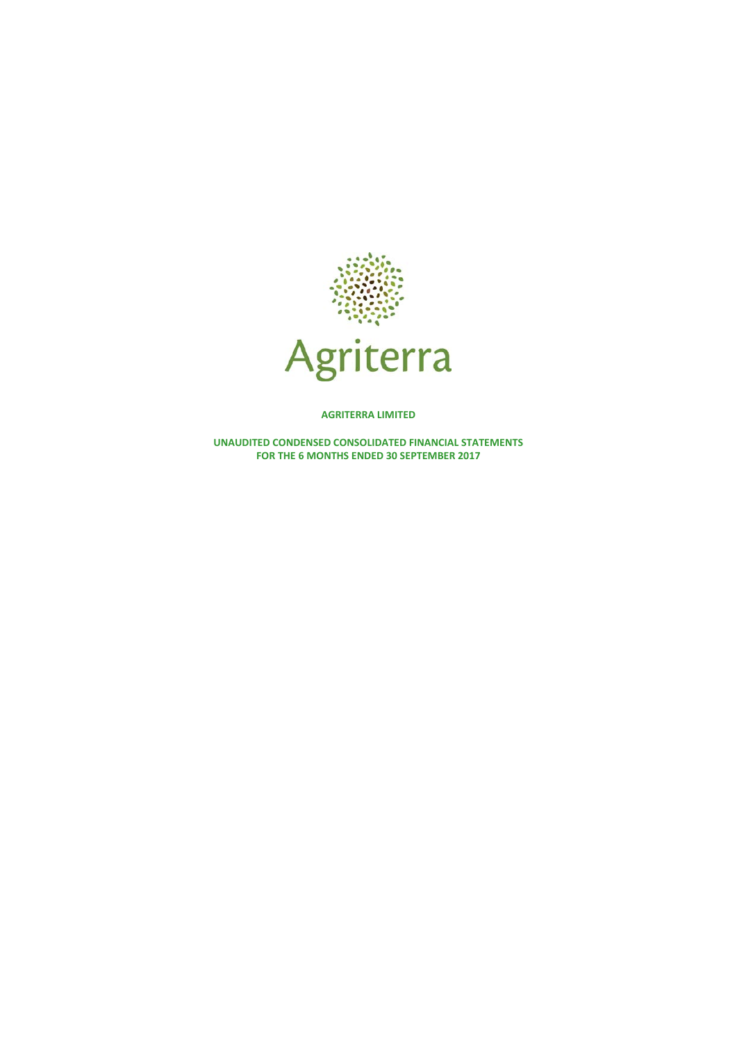Agriterra

**AGRITERRA LIMITED**

**UNAUDITED CONDENSED CONSOLIDATED FINANCIAL STATEMENTS**
**FOR THE 6 MONTHS ENDED 30 SEPTEMBER 2017**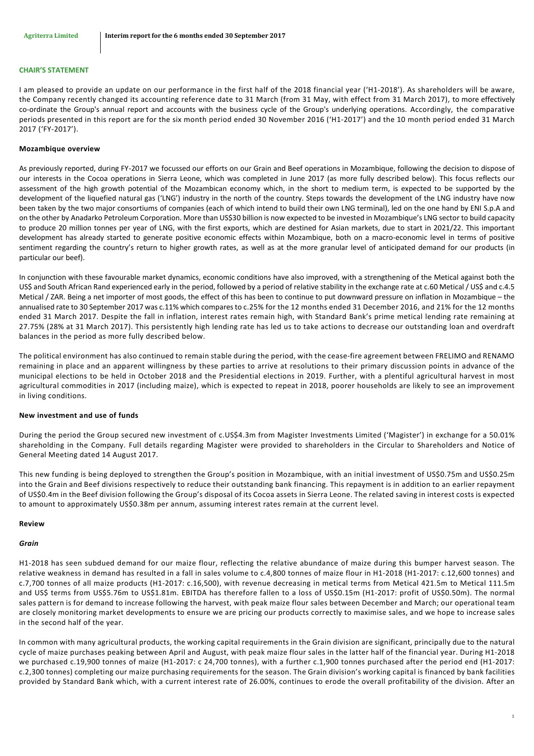## CHAIR'S STATEMENT

I am pleased to provide an update on our performance in the first half of the 2018 financial year ('H1-2018'). As shareholders will be aware, the Company recently changed its accounting reference date to 31 March (from 31 May, with effect from 31 March 2017), to more effectively co-ordinate the Group's annual report and accounts with the business cycle of the Group's underlying operations. Accordingly, the comparative periods presented in this report are for the six month period ended 30 November 2016 ('H1-2017') and the 10 month period ended 31 March 2017 ('FY-2017').

### Mozambique overview

As previously reported, during FY-2017 we focussed our efforts on our Grain and Beef operations in Mozambique, following the decision to dispose of our interests in the Cocoa operations in Sierra Leone, which was completed in June 2017 (as more fully described below). This focus reflects our assessment of the high growth potential of the Mozambican economy which, in the short to medium term, is expected to be supported by the development of the liquefied natural gas ('LNG') industry in the north of the country. Steps towards the development of the LNG industry have now been taken by the two major consortiums of companies (each of which intend to build their own LNG terminal), led on the one hand by ENI S.p.A and on the other by Anadarko Petroleum Corporation. More than US$30 billion is now expected to be invested in Mozambique's LNG sector to build capacity to produce 20 million tonnes per year of LNG, with the first exports, which are destined for Asian markets, due to start in 2021/22. This important development has already started to generate positive economic effects within Mozambique, both on a macro-economic level in terms of positive sentiment regarding the country's return to higher growth rates, as well as at the more granular level of anticipated demand for our products (in particular our beef).

In conjunction with these favourable market dynamics, economic conditions have also improved, with a strengthening of the Metical against both the US$ and South African Rand experienced early in the period, followed by a period of relative stability in the exchange rate at c.60 Metical / US$ and c.4.5 Metical / ZAR. Being a net importer of most goods, the effect of this has been to continue to put downward pressure on inflation in Mozambique – the annualised rate to 30 September 2017 was c.11% which compares to c.25% for the 12 months ended 31 December 2016, and 21% for the 12 months ended 31 March 2017. Despite the fall in inflation, interest rates remain high, with Standard Bank's prime metical lending rate remaining at 27.75% (28% at 31 March 2017). This persistently high lending rate has led us to take actions to decrease our outstanding loan and overdraft balances in the period as more fully described below.

The political environment has also continued to remain stable during the period, with the cease-fire agreement between FRELIMO and RENAMO remaining in place and an apparent willingness by these parties to arrive at resolutions to their primary discussion points in advance of the municipal elections to be held in October 2018 and the Presidential elections in 2019. Further, with a plentiful agricultural harvest in most agricultural commodities in 2017 (including maize), which is expected to repeat in 2018, poorer households are likely to see an improvement in living conditions.

### New investment and use of funds

During the period the Group secured new investment of c.US$4.3m from Magister Investments Limited ('Magister') in exchange for a 50.01% shareholding in the Company. Full details regarding Magister were provided to shareholders in the Circular to Shareholders and Notice of General Meeting dated 14 August 2017.

This new funding is being deployed to strengthen the Group's position in Mozambique, with an initial investment of US$0.75m and US$0.25m into the Grain and Beef divisions respectively to reduce their outstanding bank financing. This repayment is in addition to an earlier repayment of US$0.4m in the Beef division following the Group's disposal of its Cocoa assets in Sierra Leone. The related saving in interest costs is expected to amount to approximately US$0.38m per annum, assuming interest rates remain at the current level.

### Review

#### *Grain*

H1-2018 has seen subdued demand for our maize flour, reflecting the relative abundance of maize during this bumper harvest season. The relative weakness in demand has resulted in a fall in sales volume to c.4,800 tonnes of maize flour in H1-2018 (H1-2017: c.12,600 tonnes) and c.7,700 tonnes of all maize products (H1-2017: c.16,500), with revenue decreasing in metical terms from Metical 421.5m to Metical 111.5m and US$ terms from US$5.76m to US$1.81m. EBITDA has therefore fallen to a loss of US$0.15m (H1-2017: profit of US$0.50m). The normal sales pattern is for demand to increase following the harvest, with peak maize flour sales between December and March; our operational team are closely monitoring market developments to ensure we are pricing our products correctly to maximise sales, and we hope to increase sales in the second half of the year.

In common with many agricultural products, the working capital requirements in the Grain division are significant, principally due to the natural cycle of maize purchases peaking between April and August, with peak maize flour sales in the latter half of the financial year. During H1-2018 we purchased c.19,900 tonnes of maize (H1-2017: c 24,700 tonnes), with a further c.1,900 tonnes purchased after the period end (H1-2017: c.2,300 tonnes) completing our maize purchasing requirements for the season. The Grain division's working capital is financed by bank facilities provided by Standard Bank which, with a current interest rate of 26.00%, continues to erode the overall profitability of the division. After an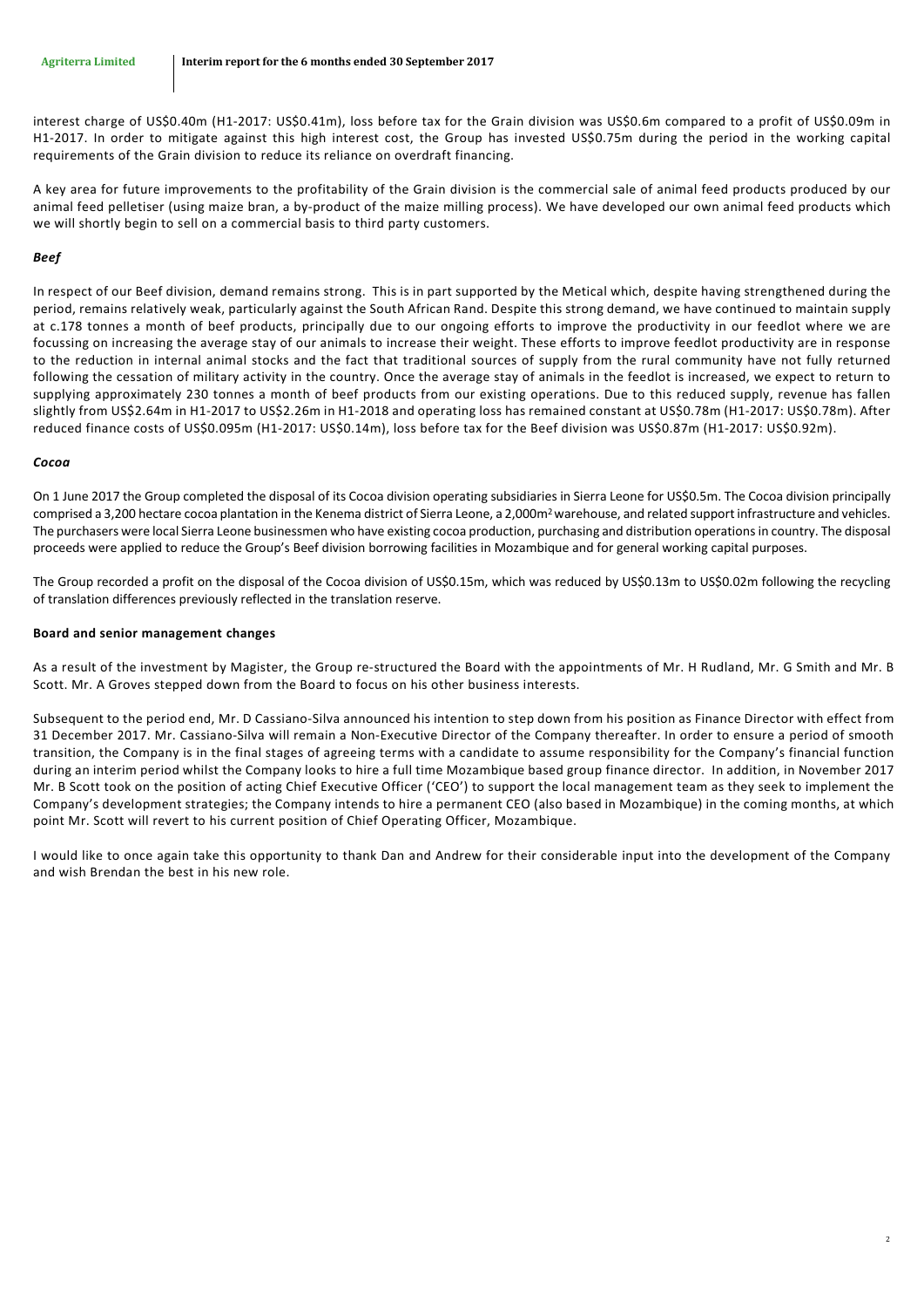interest charge of US$0.40m (H1-2017: US$0.41m), loss before tax for the Grain division was US$0.6m compared to a profit of US$0.09m in H1-2017. In order to mitigate against this high interest cost, the Group has invested US$0.75m during the period in the working capital requirements of the Grain division to reduce its reliance on overdraft financing.

A key area for future improvements to the profitability of the Grain division is the commercial sale of animal feed products produced by our animal feed pelletiser (using maize bran, a by-product of the maize milling process). We have developed our own animal feed products which we will shortly begin to sell on a commercial basis to third party customers.

***Beef***

In respect of our Beef division, demand remains strong. This is in part supported by the Metical which, despite having strengthened during the period, remains relatively weak, particularly against the South African Rand. Despite this strong demand, we have continued to maintain supply at c.178 tonnes a month of beef products, principally due to our ongoing efforts to improve the productivity in our feedlot where we are focussing on increasing the average stay of our animals to increase their weight. These efforts to improve feedlot productivity are in response to the reduction in internal animal stocks and the fact that traditional sources of supply from the rural community have not fully returned following the cessation of military activity in the country. Once the average stay of animals in the feedlot is increased, we expect to return to supplying approximately 230 tonnes a month of beef products from our existing operations. Due to this reduced supply, revenue has fallen slightly from US$2.64m in H1-2017 to US$2.26m in H1-2018 and operating loss has remained constant at US$0.78m (H1-2017: US$0.78m). After reduced finance costs of US$0.095m (H1-2017: US$0.14m), loss before tax for the Beef division was US$0.87m (H1-2017: US$0.92m).

***Cocoa***

On 1 June 2017 the Group completed the disposal of its Cocoa division operating subsidiaries in Sierra Leone for US$0.5m. The Cocoa division principally comprised a 3,200 hectare cocoa plantation in the Kenema district of Sierra Leone, a 2,000m$^2$ warehouse, and related support infrastructure and vehicles. The purchasers were local Sierra Leone businessmen who have existing cocoa production, purchasing and distribution operations in country. The disposal proceeds were applied to reduce the Group's Beef division borrowing facilities in Mozambique and for general working capital purposes.

The Group recorded a profit on the disposal of the Cocoa division of US$0.15m, which was reduced by US$0.13m to US$0.02m following the recycling of translation differences previously reflected in the translation reserve.

**Board and senior management changes**

As a result of the investment by Magister, the Group re-structured the Board with the appointments of Mr. H Rudland, Mr. G Smith and Mr. B Scott. Mr. A Groves stepped down from the Board to focus on his other business interests.

Subsequent to the period end, Mr. D Cassiano-Silva announced his intention to step down from his position as Finance Director with effect from 31 December 2017. Mr. Cassiano-Silva will remain a Non-Executive Director of the Company thereafter. In order to ensure a period of smooth transition, the Company is in the final stages of agreeing terms with a candidate to assume responsibility for the Company's financial function during an interim period whilst the Company looks to hire a full time Mozambique based group finance director. In addition, in November 2017 Mr. B Scott took on the position of acting Chief Executive Officer ('CEO') to support the local management team as they seek to implement the Company's development strategies; the Company intends to hire a permanent CEO (also based in Mozambique) in the coming months, at which point Mr. Scott will revert to his current position of Chief Operating Officer, Mozambique.

I would like to once again take this opportunity to thank Dan and Andrew for their considerable input into the development of the Company and wish Brendan the best in his new role.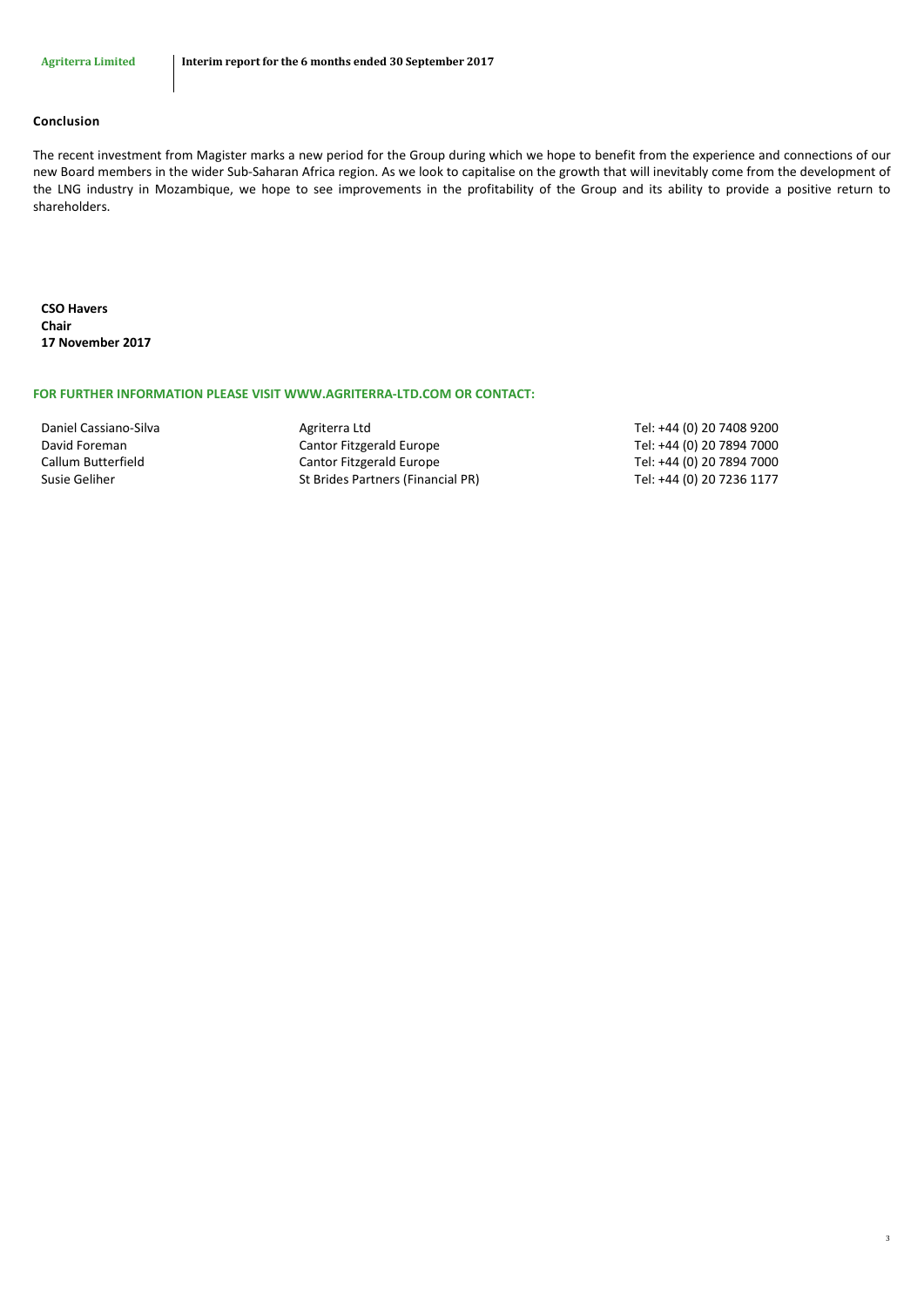## Conclusion

The recent investment from Magister marks a new period for the Group during which we hope to benefit from the experience and connections of our new Board members in the wider Sub-Saharan Africa region. As we look to capitalise on the growth that will inevitably come from the development of the LNG industry in Mozambique, we hope to see improvements in the profitability of the Group and its ability to provide a positive return to shareholders.

**CSO Havers**
**Chair**
**17 November 2017**

**FOR FURTHER INFORMATION PLEASE VISIT WWW.AGRITERRA-LTD.COM OR CONTACT:**

| | | |
|---|---|---|
| Daniel Cassiano-Silva | Agriterra Ltd | Tel: +44 (0) 20 7408 9200 |
| David Foreman | Cantor Fitzgerald Europe | Tel: +44 (0) 20 7894 7000 |
| Callum Butterfield | Cantor Fitzgerald Europe | Tel: +44 (0) 20 7894 7000 |
| Susie Geliher | St Brides Partners (Financial PR) | Tel: +44 (0) 20 7236 1177 |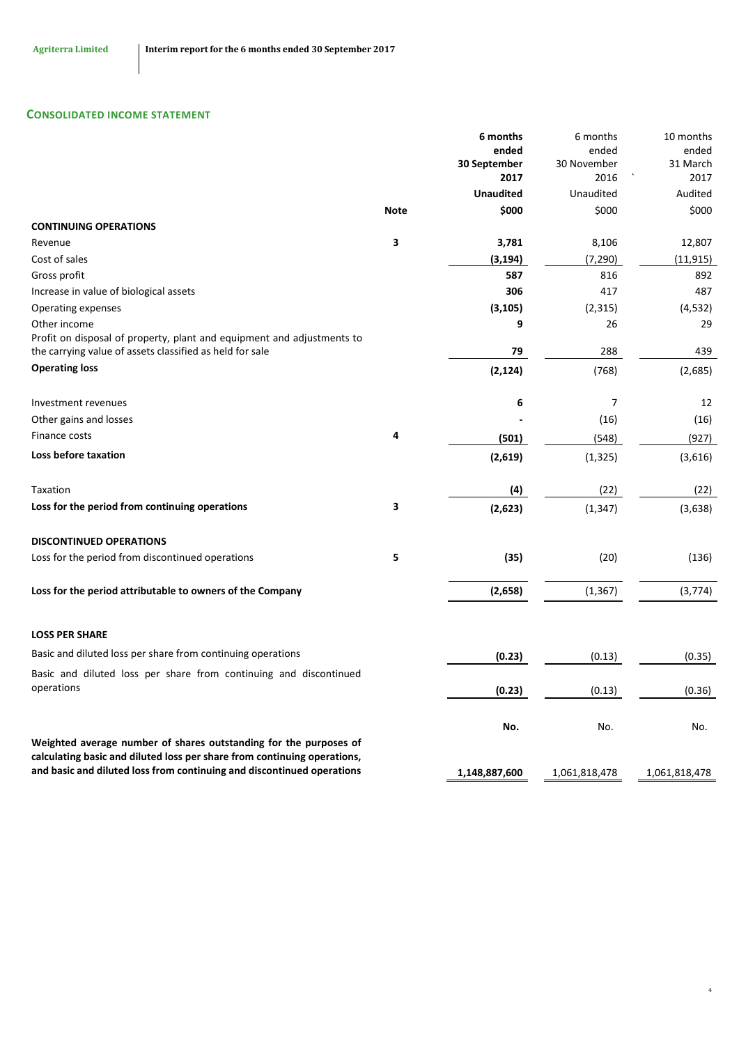## CONSOLIDATED INCOME STATEMENT

| | Note | 6 months ended 30 September 2017 | 6 months ended 30 November 2016 | 10 months ended 31 March 2017 |
|---|---|---|---|---|
| | | **Unaudited** | Unaudited | Audited |
| | | **\$000** | \$000 | \$000 |
| **CONTINUING OPERATIONS** | | | | |
| Revenue | 3 | **3,781** | 8,106 | 12,807 |
| Cost of sales | | **(3,194)** | (7,290) | (11,915) |
| Gross profit | | **587** | 816 | 892 |
| Increase in value of biological assets | | **306** | 417 | 487 |
| Operating expenses | | **(3,105)** | (2,315) | (4,532) |
| Other income | | **9** | 26 | 29 |
| Profit on disposal of property, plant and equipment and adjustments to the carrying value of assets classified as held for sale | | **79** | 288 | 439 |
| **Operating loss** | | **(2,124)** | (768) | (2,685) |
| Investment revenues | | **6** | 7 | 12 |
| Other gains and losses | | **-** | (16) | (16) |
| Finance costs | 4 | **(501)** | (548) | (927) |
| **Loss before taxation** | | **(2,619)** | (1,325) | (3,616) |
| Taxation | | **(4)** | (22) | (22) |
| **Loss for the period from continuing operations** | 3 | **(2,623)** | (1,347) | (3,638) |
| **DISCONTINUED OPERATIONS** | | | | |
| Loss for the period from discontinued operations | 5 | **(35)** | (20) | (136) |
| **Loss for the period attributable to owners of the Company** | | **(2,658)** | (1,367) | (3,774) |
| **LOSS PER SHARE** | | | | |
| Basic and diluted loss per share from continuing operations | | **(0.23)** | (0.13) | (0.35) |
| Basic and diluted loss per share from continuing and discontinued operations | | **(0.23)** | (0.13) | (0.36) |
| | | **No.** | No. | No. |
| **Weighted average number of shares outstanding for the purposes of calculating basic and diluted loss per share from continuing operations, and basic and diluted loss from continuing and discontinued operations** | | **1,148,887,600** | 1,061,818,478 | 1,061,818,478 |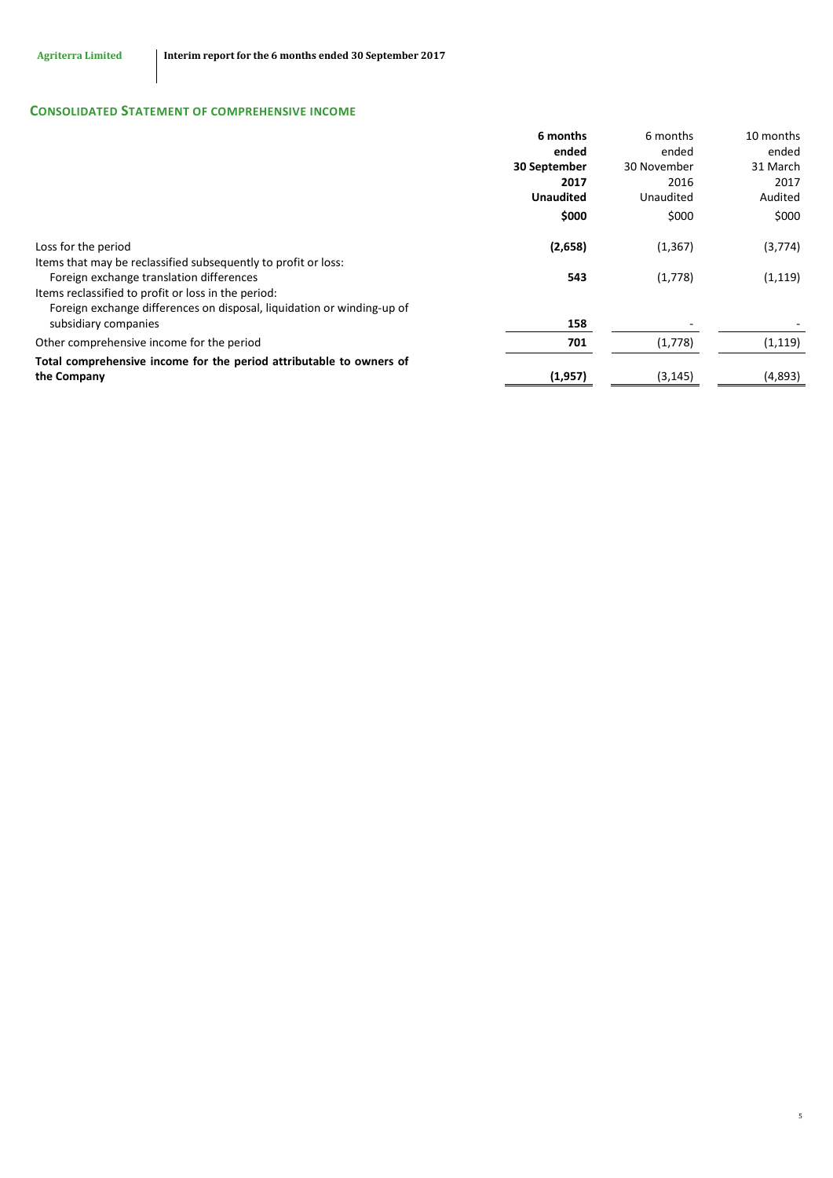## CONSOLIDATED STATEMENT OF COMPREHENSIVE INCOME

| | **6 months ended 30 September 2017 Unaudited** | 6 months ended 30 November 2016 Unaudited | 10 months ended 31 March 2017 Audited |
|---|---|---|---|
| | **$000** | $000 | $000 |
| Loss for the period | **(2,658)** | (1,367) | (3,774) |
| Items that may be reclassified subsequently to profit or loss: | | | |
| Foreign exchange translation differences | **543** | (1,778) | (1,119) |
| Items reclassified to profit or loss in the period: | | | |
| Foreign exchange differences on disposal, liquidation or winding-up of subsidiary companies | **158** | - | - |
| Other comprehensive income for the period | **701** | (1,778) | (1,119) |
| **Total comprehensive income for the period attributable to owners of the Company** | **(1,957)** | (3,145) | (4,893) |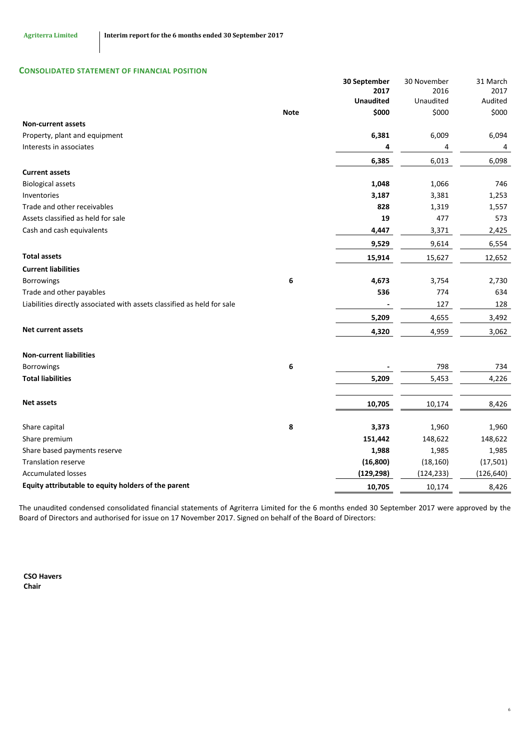## CONSOLIDATED STATEMENT OF FINANCIAL POSITION

| | Note | 30 September 2017 Unaudited $000 | 30 November 2016 Unaudited $000 | 31 March 2017 Audited $000 |
|---|---|---|---|---|
| **Non-current assets** | | | | |
| Property, plant and equipment | | **6,381** | 6,009 | 6,094 |
| Interests in associates | | **4** | 4 | 4 |
| | | **6,385** | 6,013 | 6,098 |
| **Current assets** | | | | |
| Biological assets | | **1,048** | 1,066 | 746 |
| Inventories | | **3,187** | 3,381 | 1,253 |
| Trade and other receivables | | **828** | 1,319 | 1,557 |
| Assets classified as held for sale | | **19** | 477 | 573 |
| Cash and cash equivalents | | **4,447** | 3,371 | 2,425 |
| | | **9,529** | 9,614 | 6,554 |
| **Total assets** | | **15,914** | 15,627 | 12,652 |
| **Current liabilities** | | | | |
| Borrowings | 6 | **4,673** | 3,754 | 2,730 |
| Trade and other payables | | **536** | 774 | 634 |
| Liabilities directly associated with assets classified as held for sale | | **-** | 127 | 128 |
| | | **5,209** | 4,655 | 3,492 |
| **Net current assets** | | **4,320** | 4,959 | 3,062 |
| **Non-current liabilities** | | | | |
| Borrowings | 6 | **-** | 798 | 734 |
| **Total liabilities** | | **5,209** | 5,453 | 4,226 |
| **Net assets** | | **10,705** | 10,174 | 8,426 |
| Share capital | 8 | **3,373** | 1,960 | 1,960 |
| Share premium | | **151,442** | 148,622 | 148,622 |
| Share based payments reserve | | **1,988** | 1,985 | 1,985 |
| Translation reserve | | **(16,800)** | (18,160) | (17,501) |
| Accumulated losses | | **(129,298)** | (124,233) | (126,640) |
| **Equity attributable to equity holders of the parent** | | **10,705** | 10,174 | 8,426 |

The unaudited condensed consolidated financial statements of Agriterra Limited for the 6 months ended 30 September 2017 were approved by the Board of Directors and authorised for issue on 17 November 2017. Signed on behalf of the Board of Directors:

**CSO Havers**
**Chair**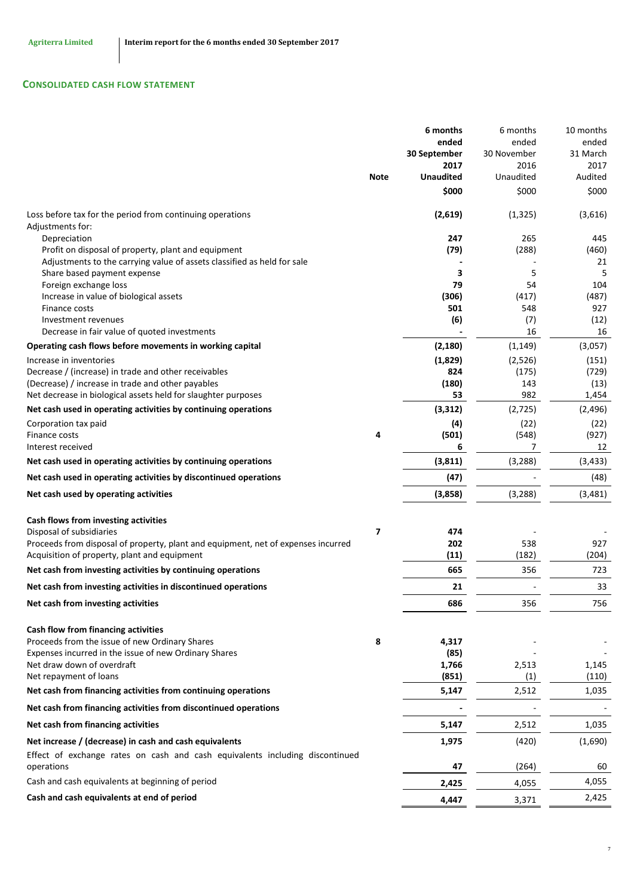## CONSOLIDATED CASH FLOW STATEMENT

| | Note | 6 months ended 30 September 2017 Unaudited $000 | 6 months ended 30 November 2016 Unaudited $000 | 10 months ended 31 March 2017 Audited $000 |
|---|---|---|---|---|
| Loss before tax for the period from continuing operations | | **(2,619)** | (1,325) | (3,616) |
| Adjustments for: | | | | |
| Depreciation | | **247** | 265 | 445 |
| Profit on disposal of property, plant and equipment | | **(79)** | (288) | (460) |
| Adjustments to the carrying value of assets classified as held for sale | | **-** | - | 21 |
| Share based payment expense | | **3** | 5 | 5 |
| Foreign exchange loss | | **79** | 54 | 104 |
| Increase in value of biological assets | | **(306)** | (417) | (487) |
| Finance costs | | **501** | 548 | 927 |
| Investment revenues | | **(6)** | (7) | (12) |
| Decrease in fair value of quoted investments | | **-** | 16 | 16 |
| **Operating cash flows before movements in working capital** | | **(2,180)** | (1,149) | (3,057) |
| Increase in inventories | | **(1,829)** | (2,526) | (151) |
| Decrease / (increase) in trade and other receivables | | **824** | (175) | (729) |
| (Decrease) / increase in trade and other payables | | **(180)** | 143 | (13) |
| Net decrease in biological assets held for slaughter purposes | | **53** | 982 | 1,454 |
| **Net cash used in operating activities by continuing operations** | | **(3,312)** | (2,725) | (2,496) |
| Corporation tax paid | | **(4)** | (22) | (22) |
| Finance costs | 4 | **(501)** | (548) | (927) |
| Interest received | | **6** | 7 | 12 |
| **Net cash used in operating activities by continuing operations** | | **(3,811)** | (3,288) | (3,433) |
| **Net cash used in operating activities by discontinued operations** | | **(47)** | - | (48) |
| **Net cash used by operating activities** | | **(3,858)** | (3,288) | (3,481) |
| | | | | |
| **Cash flows from investing activities** | | | | |
| Disposal of subsidiaries | 7 | **474** | - | - |
| Proceeds from disposal of property, plant and equipment, net of expenses incurred | | **202** | 538 | 927 |
| Acquisition of property, plant and equipment | | **(11)** | (182) | (204) |
| **Net cash from investing activities by continuing operations** | | **665** | 356 | 723 |
| **Net cash from investing activities in discontinued operations** | | **21** | - | 33 |
| **Net cash from investing activities** | | **686** | 356 | 756 |
| | | | | |
| **Cash flow from financing activities** | | | | |
| Proceeds from the issue of new Ordinary Shares | 8 | **4,317** | - | - |
| Expenses incurred in the issue of new Ordinary Shares | | **(85)** | - | - |
| Net draw down of overdraft | | **1,766** | 2,513 | 1,145 |
| Net repayment of loans | | **(851)** | (1) | (110) |
| **Net cash from financing activities from continuing operations** | | **5,147** | 2,512 | 1,035 |
| **Net cash from financing activities from discontinued operations** | | **-** | - | - |
| **Net cash from financing activities** | | **5,147** | 2,512 | 1,035 |
| **Net increase / (decrease) in cash and cash equivalents** | | **1,975** | (420) | (1,690) |
| Effect of exchange rates on cash and cash equivalents including discontinued operations | | **47** | (264) | 60 |
| Cash and cash equivalents at beginning of period | | **2,425** | 4,055 | 4,055 |
| **Cash and cash equivalents at end of period** | | **4,447** | 3,371 | 2,425 |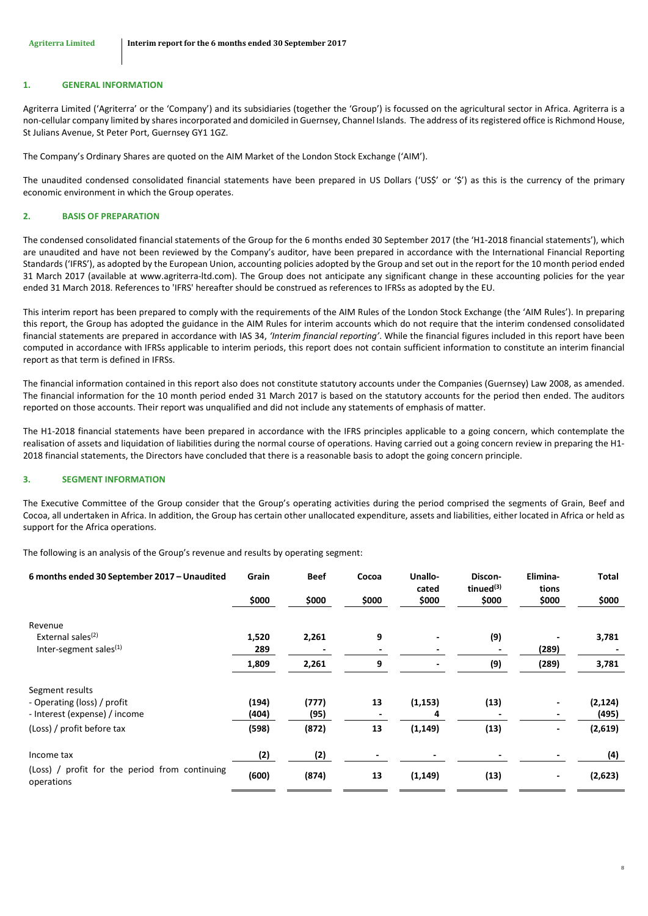## 1. GENERAL INFORMATION

Agriterra Limited ('Agriterra' or the 'Company') and its subsidiaries (together the 'Group') is focussed on the agricultural sector in Africa. Agriterra is a non-cellular company limited by shares incorporated and domiciled in Guernsey, Channel Islands. The address of its registered office is Richmond House, St Julians Avenue, St Peter Port, Guernsey GY1 1GZ.

The Company's Ordinary Shares are quoted on the AIM Market of the London Stock Exchange ('AIM').

The unaudited condensed consolidated financial statements have been prepared in US Dollars ('US$' or '$') as this is the currency of the primary economic environment in which the Group operates.

## 2. BASIS OF PREPARATION

The condensed consolidated financial statements of the Group for the 6 months ended 30 September 2017 (the 'H1-2018 financial statements'), which are unaudited and have not been reviewed by the Company's auditor, have been prepared in accordance with the International Financial Reporting Standards ('IFRS'), as adopted by the European Union, accounting policies adopted by the Group and set out in the report for the 10 month period ended 31 March 2017 (available at www.agriterra-ltd.com). The Group does not anticipate any significant change in these accounting policies for the year ended 31 March 2018. References to 'IFRS' hereafter should be construed as references to IFRSs as adopted by the EU.

This interim report has been prepared to comply with the requirements of the AIM Rules of the London Stock Exchange (the 'AIM Rules'). In preparing this report, the Group has adopted the guidance in the AIM Rules for interim accounts which do not require that the interim condensed consolidated financial statements are prepared in accordance with IAS 34, *'Interim financial reporting'*. While the financial figures included in this report have been computed in accordance with IFRSs applicable to interim periods, this report does not contain sufficient information to constitute an interim financial report as that term is defined in IFRSs.

The financial information contained in this report also does not constitute statutory accounts under the Companies (Guernsey) Law 2008, as amended. The financial information for the 10 month period ended 31 March 2017 is based on the statutory accounts for the period then ended. The auditors reported on those accounts. Their report was unqualified and did not include any statements of emphasis of matter.

The H1-2018 financial statements have been prepared in accordance with the IFRS principles applicable to a going concern, which contemplate the realisation of assets and liquidation of liabilities during the normal course of operations. Having carried out a going concern review in preparing the H1-2018 financial statements, the Directors have concluded that there is a reasonable basis to adopt the going concern principle.

## 3. SEGMENT INFORMATION

The Executive Committee of the Group consider that the Group's operating activities during the period comprised the segments of Grain, Beef and Cocoa, all undertaken in Africa. In addition, the Group has certain other unallocated expenditure, assets and liabilities, either located in Africa or held as support for the Africa operations.

The following is an analysis of the Group's revenue and results by operating segment:

| 6 months ended 30 September 2017 – Unaudited | Grain | Beef | Cocoa | Unallocated | Discontinued[3] | Eliminations | Total |
|---|---|---|---|---|---|---|---|
| | $000 | $000 | $000 | $000 | $000 | $000 | $000 |
| Revenue | | | | | | | |
| External sales[2] | 1,520 | 2,261 | 9 | - | (9) | - | 3,781 |
| Inter-segment sales[1] | 289 | - | - | - | - | (289) | - |
| | 1,809 | 2,261 | 9 | - | (9) | (289) | 3,781 |
| Segment results | | | | | | | |
| - Operating (loss) / profit | (194) | (777) | 13 | (1,153) | (13) | - | (2,124) |
| - Interest (expense) / income | (404) | (95) | - | 4 | - | - | (495) |
| (Loss) / profit before tax | (598) | (872) | 13 | (1,149) | (13) | - | (2,619) |
| Income tax | (2) | (2) | - | - | - | - | (4) |
| (Loss) / profit for the period from continuing operations | (600) | (874) | 13 | (1,149) | (13) | - | (2,623) |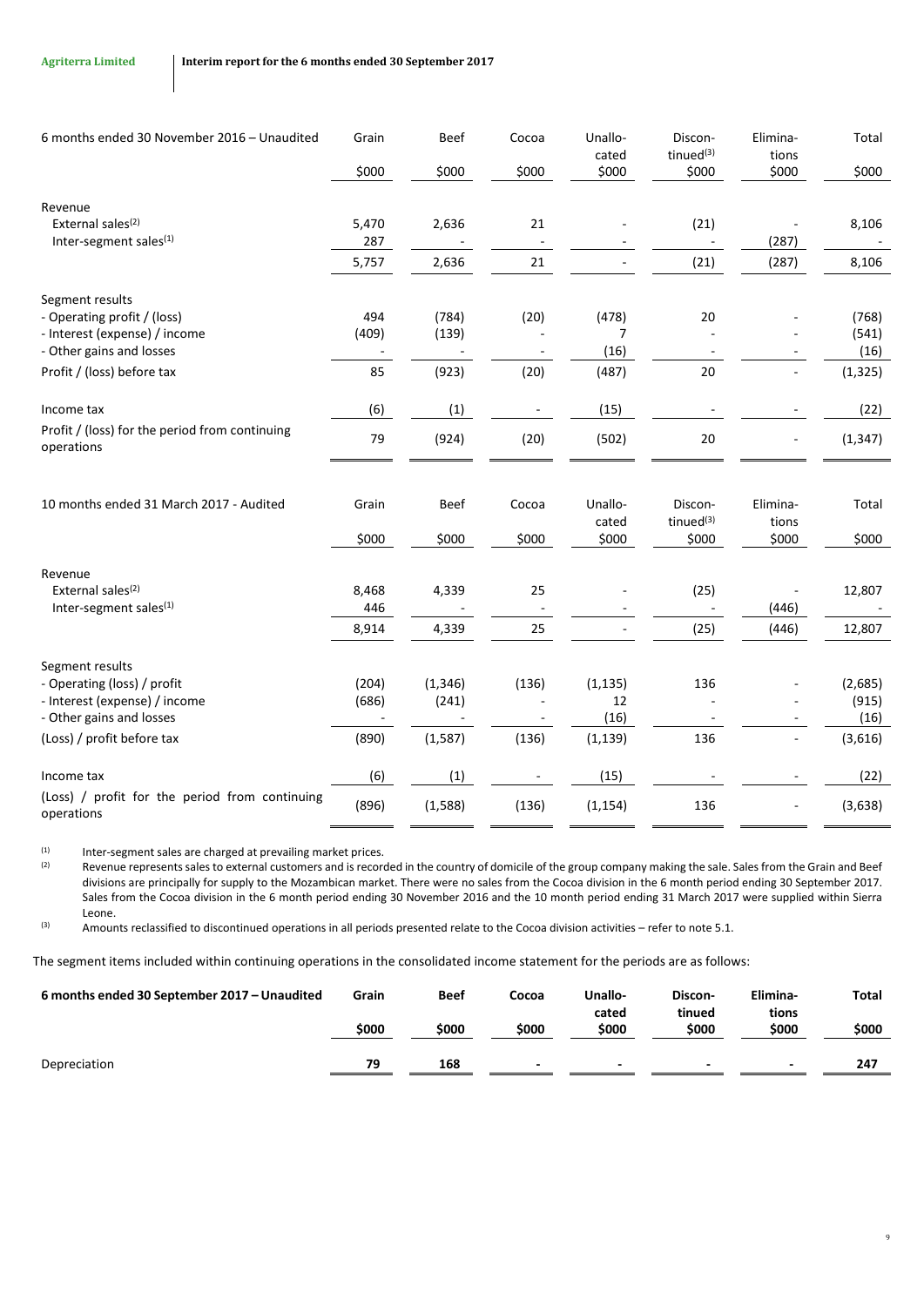| 6 months ended 30 November 2016 – Unaudited | Grain | Beef | Cocoa | Unallo-cated | Discon-tinued[3] | Elimina-tions | Total |
|---|---|---|---|---|---|---|---|
| | $000 | $000 | $000 | $000 | $000 | $000 | $000 |
| Revenue | | | | | | | |
| External sales[2] | 5,470 | 2,636 | 21 | - | (21) | - | 8,106 |
| Inter-segment sales[1] | 287 | - | - | - | - | (287) | - |
| | 5,757 | 2,636 | 21 | - | (21) | (287) | 8,106 |
| Segment results | | | | | | | |
| - Operating profit / (loss) | 494 | (784) | (20) | (478) | 20 | - | (768) |
| - Interest (expense) / income | (409) | (139) | - | 7 | - | - | (541) |
| - Other gains and losses | - | - | - | (16) | - | - | (16) |
| Profit / (loss) before tax | 85 | (923) | (20) | (487) | 20 | - | (1,325) |
| Income tax | (6) | (1) | - | (15) | - | - | (22) |
| Profit / (loss) for the period from continuing operations | 79 | (924) | (20) | (502) | 20 | - | (1,347) |

| 10 months ended 31 March 2017 - Audited | Grain | Beef | Cocoa | Unallo-cated | Discon-tinued[3] | Elimina-tions | Total |
|---|---|---|---|---|---|---|---|
| | $000 | $000 | $000 | $000 | $000 | $000 | $000 |
| Revenue | | | | | | | |
| External sales[2] | 8,468 | 4,339 | 25 | - | (25) | - | 12,807 |
| Inter-segment sales[1] | 446 | - | - | - | - | (446) | - |
| | 8,914 | 4,339 | 25 | - | (25) | (446) | 12,807 |
| Segment results | | | | | | | |
| - Operating (loss) / profit | (204) | (1,346) | (136) | (1,135) | 136 | - | (2,685) |
| - Interest (expense) / income | (686) | (241) | - | 12 | - | - | (915) |
| - Other gains and losses | - | - | - | (16) | - | - | (16) |
| (Loss) / profit before tax | (890) | (1,587) | (136) | (1,139) | 136 | - | (3,616) |
| Income tax | (6) | (1) | - | (15) | - | - | (22) |
| (Loss) / profit for the period from continuing operations | (896) | (1,588) | (136) | (1,154) | 136 | - | (3,638) |

[1] Inter-segment sales are charged at prevailing market prices.

[2] Revenue represents sales to external customers and is recorded in the country of domicile of the group company making the sale. Sales from the Grain and Beef divisions are principally for supply to the Mozambican market. There were no sales from the Cocoa division in the 6 month period ending 30 September 2017. Sales from the Cocoa division in the 6 month period ending 30 November 2016 and the 10 month period ending 31 March 2017 were supplied within Sierra Leone.

[3] Amounts reclassified to discontinued operations in all periods presented relate to the Cocoa division activities – refer to note 5.1.

The segment items included within continuing operations in the consolidated income statement for the periods are as follows:

| **6 months ended 30 September 2017 – Unaudited** | **Grain** | **Beef** | **Cocoa** | **Unallo-cated** | **Discon-tinued** | **Elimina-tions** | **Total** |
|---|---|---|---|---|---|---|---|
| | **$000** | **$000** | **$000** | **$000** | **$000** | **$000** | **$000** |
| Depreciation | **79** | **168** | **-** | **-** | **-** | **-** | **247** |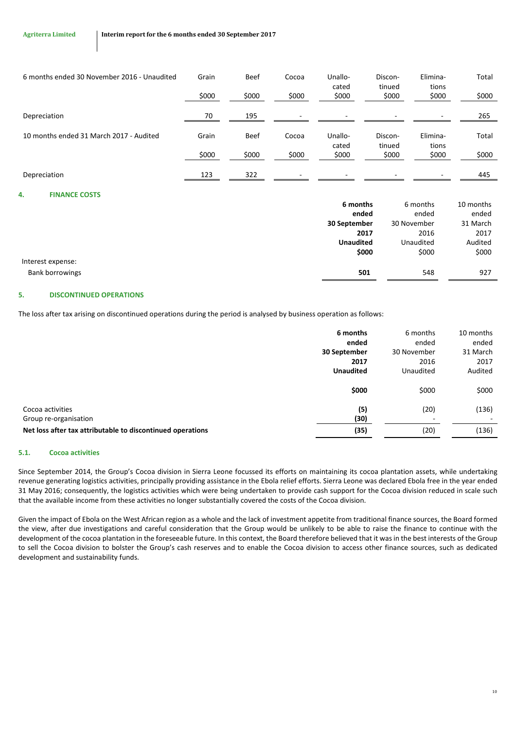| 6 months ended 30 November 2016 - Unaudited | Grain | Beef | Cocoa | Unallocated | Discontinued | Eliminations | Total |
|---|---|---|---|---|---|---|---|
| | $000 | $000 | $000 | $000 | $000 | $000 | $000 |
| Depreciation | 70 | 195 | - | - | - | - | 265 |

| 10 months ended 31 March 2017 - Audited | Grain | Beef | Cocoa | Unallocated | Discontinued | Eliminations | Total |
|---|---|---|---|---|---|---|---|
| | $000 | $000 | $000 | $000 | $000 | $000 | $000 |
| Depreciation | 123 | 322 | - | - | - | - | 445 |

## 4. FINANCE COSTS

| | **6 months ended 30 September 2017 Unaudited $000** | 6 months ended 30 November 2016 Unaudited $000 | 10 months ended 31 March 2017 Audited $000 |
|---|---|---|---|
| Interest expense: | | | |
| Bank borrowings | **501** | 548 | 927 |

## 5. DISCONTINUED OPERATIONS

The loss after tax arising on discontinued operations during the period is analysed by business operation as follows:

| | **6 months ended 30 September 2017 Unaudited** | 6 months ended 30 November 2016 Unaudited | 10 months ended 31 March 2017 Audited |
|---|---|---|---|
| | **$000** | $000 | $000 |
| Cocoa activities | **(5)** | (20) | (136) |
| Group re-organisation | **(30)** | - | - |
| **Net loss after tax attributable to discontinued operations** | **(35)** | (20) | (136) |

### 5.1. Cocoa activities

Since September 2014, the Group's Cocoa division in Sierra Leone focussed its efforts on maintaining its cocoa plantation assets, while undertaking revenue generating logistics activities, principally providing assistance in the Ebola relief efforts. Sierra Leone was declared Ebola free in the year ended 31 May 2016; consequently, the logistics activities which were being undertaken to provide cash support for the Cocoa division reduced in scale such that the available income from these activities no longer substantially covered the costs of the Cocoa division.

Given the impact of Ebola on the West African region as a whole and the lack of investment appetite from traditional finance sources, the Board formed the view, after due investigations and careful consideration that the Group would be unlikely to be able to raise the finance to continue with the development of the cocoa plantation in the foreseeable future. In this context, the Board therefore believed that it was in the best interests of the Group to sell the Cocoa division to bolster the Group's cash reserves and to enable the Cocoa division to access other finance sources, such as dedicated development and sustainability funds.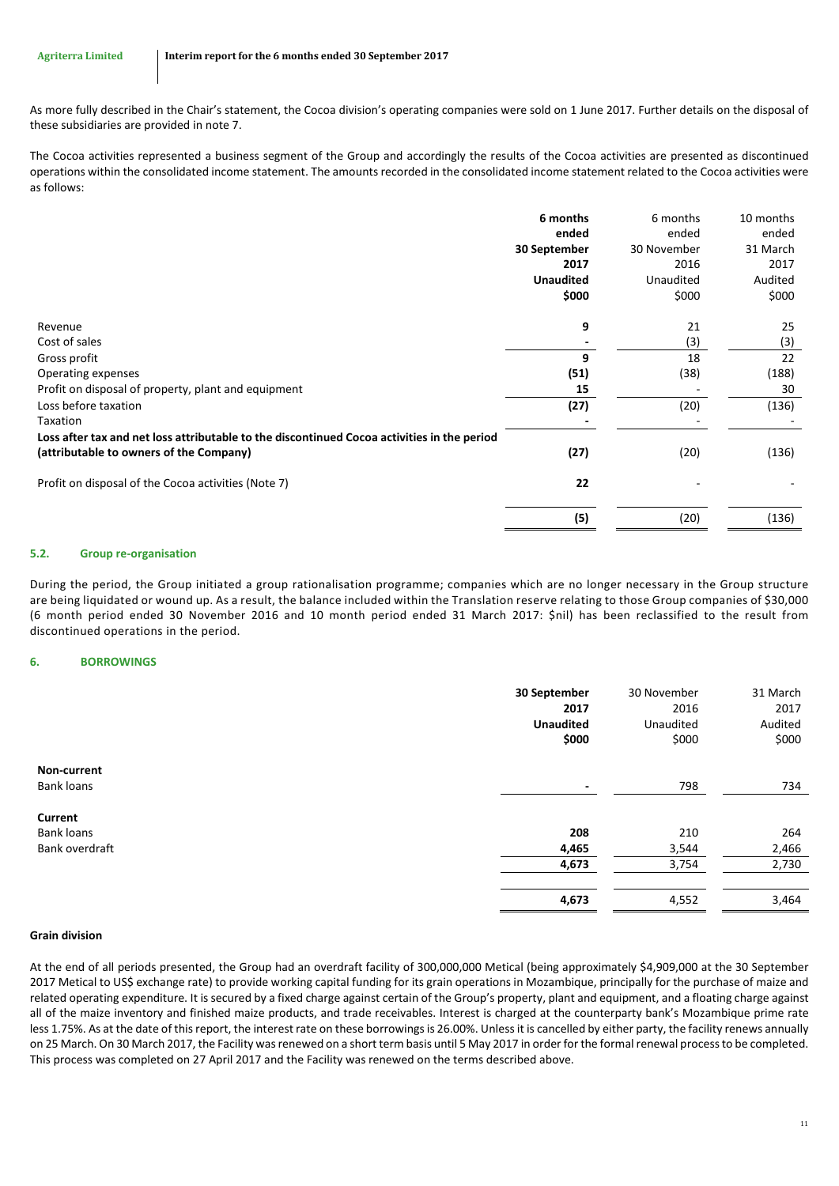As more fully described in the Chair's statement, the Cocoa division's operating companies were sold on 1 June 2017. Further details on the disposal of these subsidiaries are provided in note 7.

The Cocoa activities represented a business segment of the Group and accordingly the results of the Cocoa activities are presented as discontinued operations within the consolidated income statement. The amounts recorded in the consolidated income statement related to the Cocoa activities were as follows:

| | **6 months ended 30 September 2017 Unaudited $000** | 6 months ended 30 November 2016 Unaudited $000 | 10 months ended 31 March 2017 Audited $000 |
|---|---|---|---|
| Revenue | **9** | 21 | 25 |
| Cost of sales | **-** | (3) | (3) |
| Gross profit | **9** | 18 | 22 |
| Operating expenses | **(51)** | (38) | (188) |
| Profit on disposal of property, plant and equipment | **15** | - | 30 |
| Loss before taxation | **(27)** | (20) | (136) |
| Taxation | **-** | - | - |
| **Loss after tax and net loss attributable to the discontinued Cocoa activities in the period (attributable to owners of the Company)** | **(27)** | (20) | (136) |
| Profit on disposal of the Cocoa activities (Note 7) | **22** | - | - |
| | **(5)** | (20) | (136) |

### 5.2. Group re-organisation

During the period, the Group initiated a group rationalisation programme; companies which are no longer necessary in the Group structure are being liquidated or wound up. As a result, the balance included within the Translation reserve relating to those Group companies of $30,000 (6 month period ended 30 November 2016 and 10 month period ended 31 March 2017: $nil) has been reclassified to the result from discontinued operations in the period.

## 6. BORROWINGS

| | **30 September 2017 Unaudited $000** | 30 November 2016 Unaudited $000 | 31 March 2017 Audited $000 |
|---|---|---|---|
| **Non-current** | | | |
| Bank loans | **-** | 798 | 734 |
| **Current** | | | |
| Bank loans | **208** | 210 | 264 |
| Bank overdraft | **4,465** | 3,544 | 2,466 |
| | **4,673** | 3,754 | 2,730 |
| | **4,673** | 4,552 | 3,464 |

**Grain division**

At the end of all periods presented, the Group had an overdraft facility of 300,000,000 Metical (being approximately $4,909,000 at the 30 September 2017 Metical to US$ exchange rate) to provide working capital funding for its grain operations in Mozambique, principally for the purchase of maize and related operating expenditure. It is secured by a fixed charge against certain of the Group's property, plant and equipment, and a floating charge against all of the maize inventory and finished maize products, and trade receivables. Interest is charged at the counterparty bank's Mozambique prime rate less 1.75%. As at the date of this report, the interest rate on these borrowings is 26.00%. Unless it is cancelled by either party, the facility renews annually on 25 March. On 30 March 2017, the Facility was renewed on a short term basis until 5 May 2017 in order for the formal renewal process to be completed. This process was completed on 27 April 2017 and the Facility was renewed on the terms described above.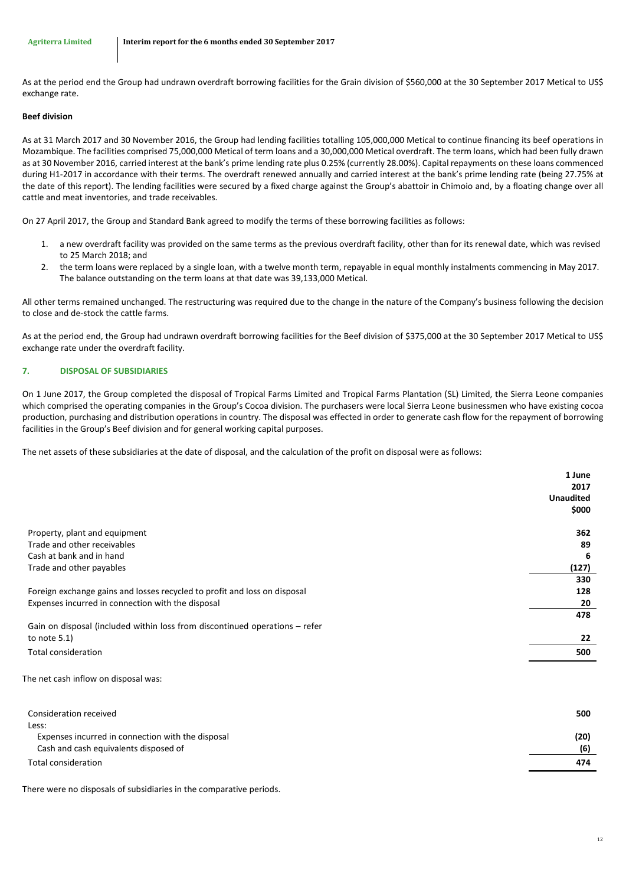As at the period end the Group had undrawn overdraft borrowing facilities for the Grain division of $560,000 at the 30 September 2017 Metical to US$ exchange rate.

**Beef division**

As at 31 March 2017 and 30 November 2016, the Group had lending facilities totalling 105,000,000 Metical to continue financing its beef operations in Mozambique. The facilities comprised 75,000,000 Metical of term loans and a 30,000,000 Metical overdraft. The term loans, which had been fully drawn as at 30 November 2016, carried interest at the bank's prime lending rate plus 0.25% (currently 28.00%). Capital repayments on these loans commenced during H1-2017 in accordance with their terms. The overdraft renewed annually and carried interest at the bank's prime lending rate (being 27.75% at the date of this report). The lending facilities were secured by a fixed charge against the Group's abattoir in Chimoio and, by a floating change over all cattle and meat inventories, and trade receivables.

On 27 April 2017, the Group and Standard Bank agreed to modify the terms of these borrowing facilities as follows:

1. a new overdraft facility was provided on the same terms as the previous overdraft facility, other than for its renewal date, which was revised to 25 March 2018; and
2. the term loans were replaced by a single loan, with a twelve month term, repayable in equal monthly instalments commencing in May 2017. The balance outstanding on the term loans at that date was 39,133,000 Metical.

All other terms remained unchanged. The restructuring was required due to the change in the nature of the Company's business following the decision to close and de-stock the cattle farms.

As at the period end, the Group had undrawn overdraft borrowing facilities for the Beef division of $375,000 at the 30 September 2017 Metical to US$ exchange rate under the overdraft facility.

## 7. DISPOSAL OF SUBSIDIARIES

On 1 June 2017, the Group completed the disposal of Tropical Farms Limited and Tropical Farms Plantation (SL) Limited, the Sierra Leone companies which comprised the operating companies in the Group's Cocoa division. The purchasers were local Sierra Leone businessmen who have existing cocoa production, purchasing and distribution operations in country. The disposal was effected in order to generate cash flow for the repayment of borrowing facilities in the Group's Beef division and for general working capital purposes.

The net assets of these subsidiaries at the date of disposal, and the calculation of the profit on disposal were as follows:

| | 1 June 2017 Unaudited $000 |
|---|---|
| Property, plant and equipment | 362 |
| Trade and other receivables | 89 |
| Cash at bank and in hand | 6 |
| Trade and other payables | (127) |
| | 330 |
| Foreign exchange gains and losses recycled to profit and loss on disposal | 128 |
| Expenses incurred in connection with the disposal | 20 |
| | 478 |
| Gain on disposal (included within loss from discontinued operations – refer to note 5.1) | 22 |
| Total consideration | 500 |

The net cash inflow on disposal was:

| | |
|---|---|
| Consideration received | 500 |
| Less: | |
| Expenses incurred in connection with the disposal | (20) |
| Cash and cash equivalents disposed of | (6) |
| Total consideration | 474 |

There were no disposals of subsidiaries in the comparative periods.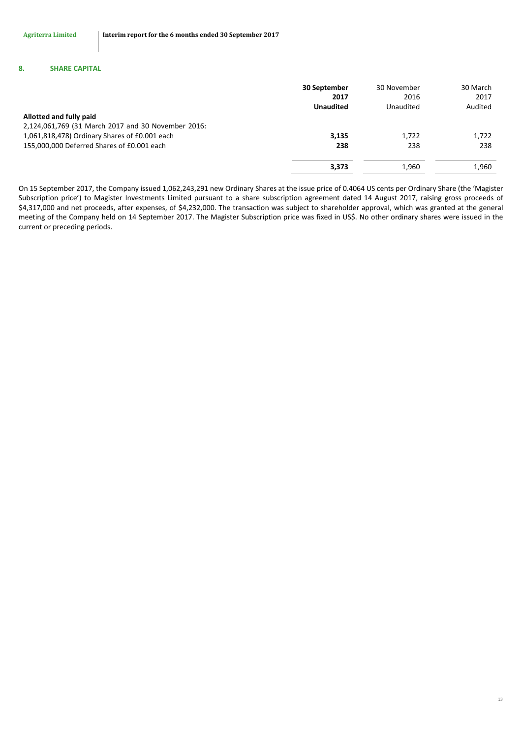## 8. SHARE CAPITAL

| | 30 September 2017 Unaudited | 30 November 2016 Unaudited | 30 March 2017 Audited |
|---|---|---|---|
| **Allotted and fully paid** | | | |
| 2,124,061,769 (31 March 2017 and 30 November 2016: 1,061,818,478) Ordinary Shares of £0.001 each | **3,135** | 1,722 | 1,722 |
| 155,000,000 Deferred Shares of £0.001 each | **238** | 238 | 238 |
| | **3,373** | 1,960 | 1,960 |

On 15 September 2017, the Company issued 1,062,243,291 new Ordinary Shares at the issue price of 0.4064 US cents per Ordinary Share (the 'Magister Subscription price') to Magister Investments Limited pursuant to a share subscription agreement dated 14 August 2017, raising gross proceeds of $4,317,000 and net proceeds, after expenses, of $4,232,000. The transaction was subject to shareholder approval, which was granted at the general meeting of the Company held on 14 September 2017. The Magister Subscription price was fixed in US$. No other ordinary shares were issued in the current or preceding periods.